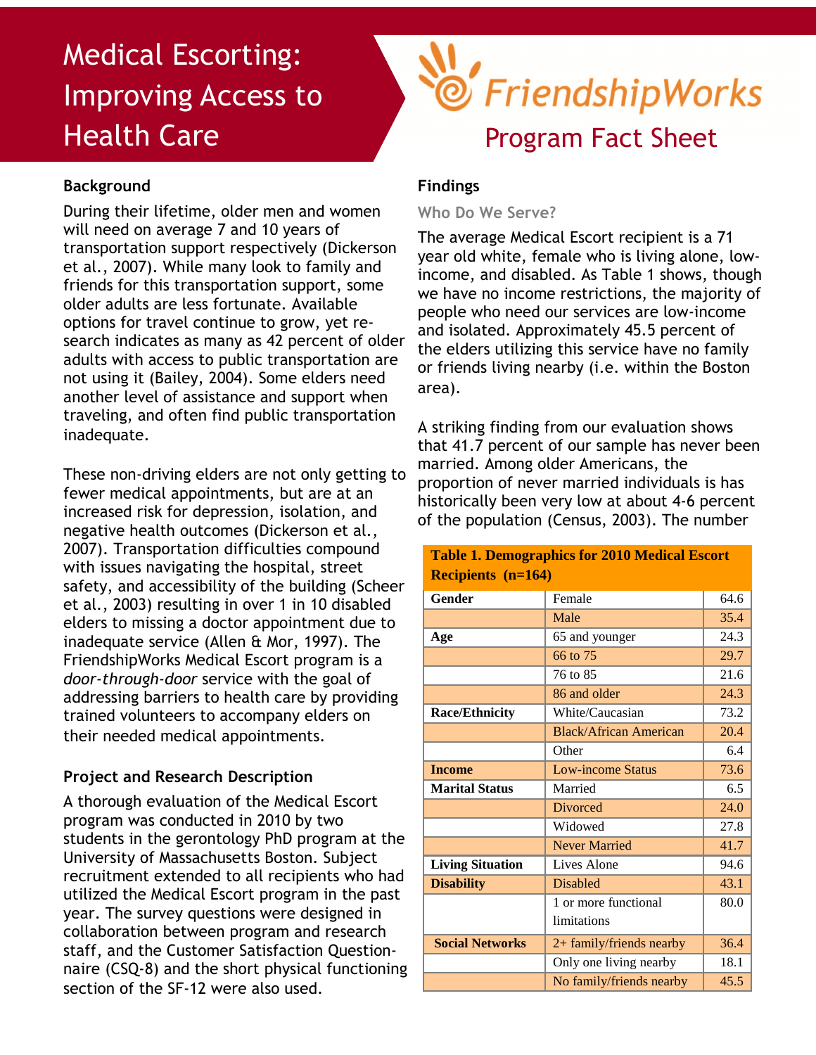# Medical Escorting: Improving Access to Health Care

FriendshipWorks

## Program Fact Sheet

### Background

During their lifetime, older men and women will need on average 7 and 10 years of transportation support respectively (Dickerson et al., 2007). While many look to family and friends for this transportation support, some older adults are less fortunate. Available options for travel continue to grow, yet research indicates as many as 42 percent of older adults with access to public transportation are not using it (Bailey, 2004). Some elders need another level of assistance and support when traveling, and often find public transportation inadequate.

These non-driving elders are not only getting to fewer medical appointments, but are at an increased risk for depression, isolation, and negative health outcomes (Dickerson et al., 2007). Transportation difficulties compound with issues navigating the hospital, street safety, and accessibility of the building (Scheer et al., 2003) resulting in over 1 in 10 disabled elders to missing a doctor appointment due to inadequate service (Allen & Mor, 1997). The FriendshipWorks Medical Escort program is a *door-through-door* service with the goal of addressing barriers to health care by providing trained volunteers to accompany elders on their needed medical appointments.

### Project and Research Description

A thorough evaluation of the Medical Escort program was conducted in 2010 by two students in the gerontology PhD program at the University of Massachusetts Boston. Subject recruitment extended to all recipients who had utilized the Medical Escort program in the past year. The survey questions were designed in collaboration between program and research staff, and the Customer Satisfaction Questionnaire (CSQ-8) and the short physical functioning section of the SF-12 were also used.

### Findings

#### Who Do We Serve?

The average Medical Escort recipient is a 71 year old white, female who is living alone, low-income, and disabled. As Table 1 shows, though we have no income restrictions, the majority of people who need our services are low-income and isolated. Approximately 45.5 percent of the elders utilizing this service have no family or friends living nearby (i.e. within the Boston area).

A striking finding from our evaluation shows that 41.7 percent of our sample has never been married. Among older Americans, the proportion of never married individuals is has historically been very low at about 4-6 percent of the population (Census, 2003). The number

**Table 1. Demographics for 2010 Medical Escort Recipients (n=164)**

| | | |
|---|---|---|
| **Gender** | Female | 64.6 |
| | Male | 35.4 |
| **Age** | 65 and younger | 24.3 |
| | 66 to 75 | 29.7 |
| | 76 to 85 | 21.6 |
| | 86 and older | 24.3 |
| **Race/Ethnicity** | White/Caucasian | 73.2 |
| | Black/African American | 20.4 |
| | Other | 6.4 |
| **Income** | Low-income Status | 73.6 |
| **Marital Status** | Married | 6.5 |
| | Divorced | 24.0 |
| | Widowed | 27.8 |
| | Never Married | 41.7 |
| **Living Situation** | Lives Alone | 94.6 |
| **Disability** | Disabled | 43.1 |
| | 1 or more functional limitations | 80.0 |
| **Social Networks** | 2+ family/friends nearby | 36.4 |
| | Only one living nearby | 18.1 |
| | No family/friends nearby | 45.5 |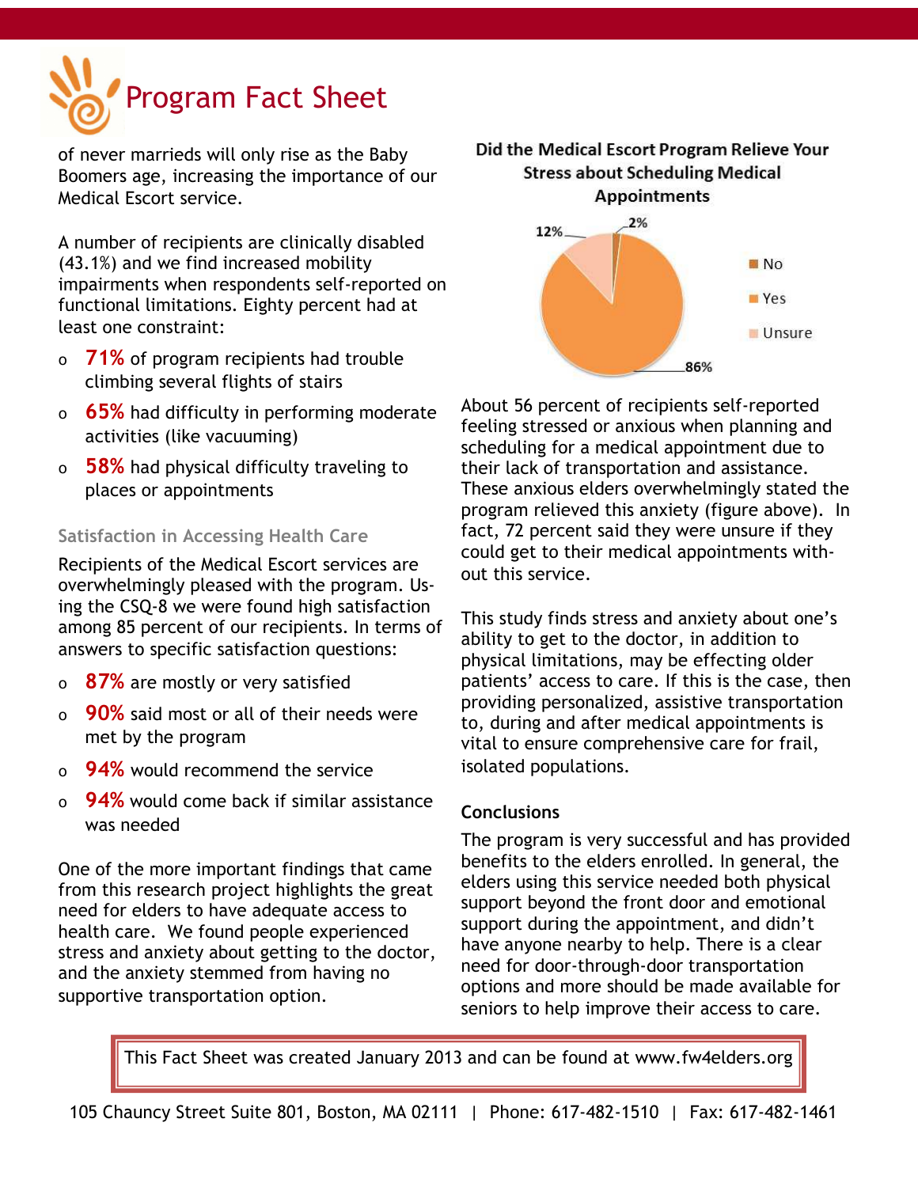# Program Fact Sheet

of never marrieds will only rise as the Baby Boomers age, increasing the importance of our Medical Escort service.

A number of recipients are clinically disabled (43.1%) and we find increased mobility impairments when respondents self-reported on functional limitations. Eighty percent had at least one constraint:

- **71%** of program recipients had trouble climbing several flights of stairs
- **65%** had difficulty in performing moderate activities (like vacuuming)
- **58%** had physical difficulty traveling to places or appointments

### Satisfaction in Accessing Health Care

Recipients of the Medical Escort services are overwhelmingly pleased with the program. Using the CSQ-8 we were found high satisfaction among 85 percent of our recipients. In terms of answers to specific satisfaction questions:

- **87%** are mostly or very satisfied
- **90%** said most or all of their needs were met by the program
- **94%** would recommend the service
- **94%** would come back if similar assistance was needed

One of the more important findings that came from this research project highlights the great need for elders to have adequate access to health care. We found people experienced stress and anxiety about getting to the doctor, and the anxiety stemmed from having no supportive transportation option.

**Did the Medical Escort Program Relieve Your Stress about Scheduling Medical Appointments**

12%
2%
86%
No
Yes
Unsure

About 56 percent of recipients self-reported feeling stressed or anxious when planning and scheduling for a medical appointment due to their lack of transportation and assistance. These anxious elders overwhelmingly stated the program relieved this anxiety (figure above). In fact, 72 percent said they were unsure if they could get to their medical appointments without this service.

This study finds stress and anxiety about one's ability to get to the doctor, in addition to physical limitations, may be effecting older patients' access to care. If this is the case, then providing personalized, assistive transportation to, during and after medical appointments is vital to ensure comprehensive care for frail, isolated populations.

### Conclusions

The program is very successful and has provided benefits to the elders enrolled. In general, the elders using this service needed both physical support beyond the front door and emotional support during the appointment, and didn't have anyone nearby to help. There is a clear need for door-through-door transportation options and more should be made available for seniors to help improve their access to care.

This Fact Sheet was created January 2013 and can be found at www.fw4elders.org

105 Chauncy Street Suite 801, Boston, MA 02111 | Phone: 617-482-1510 | Fax: 617-482-1461